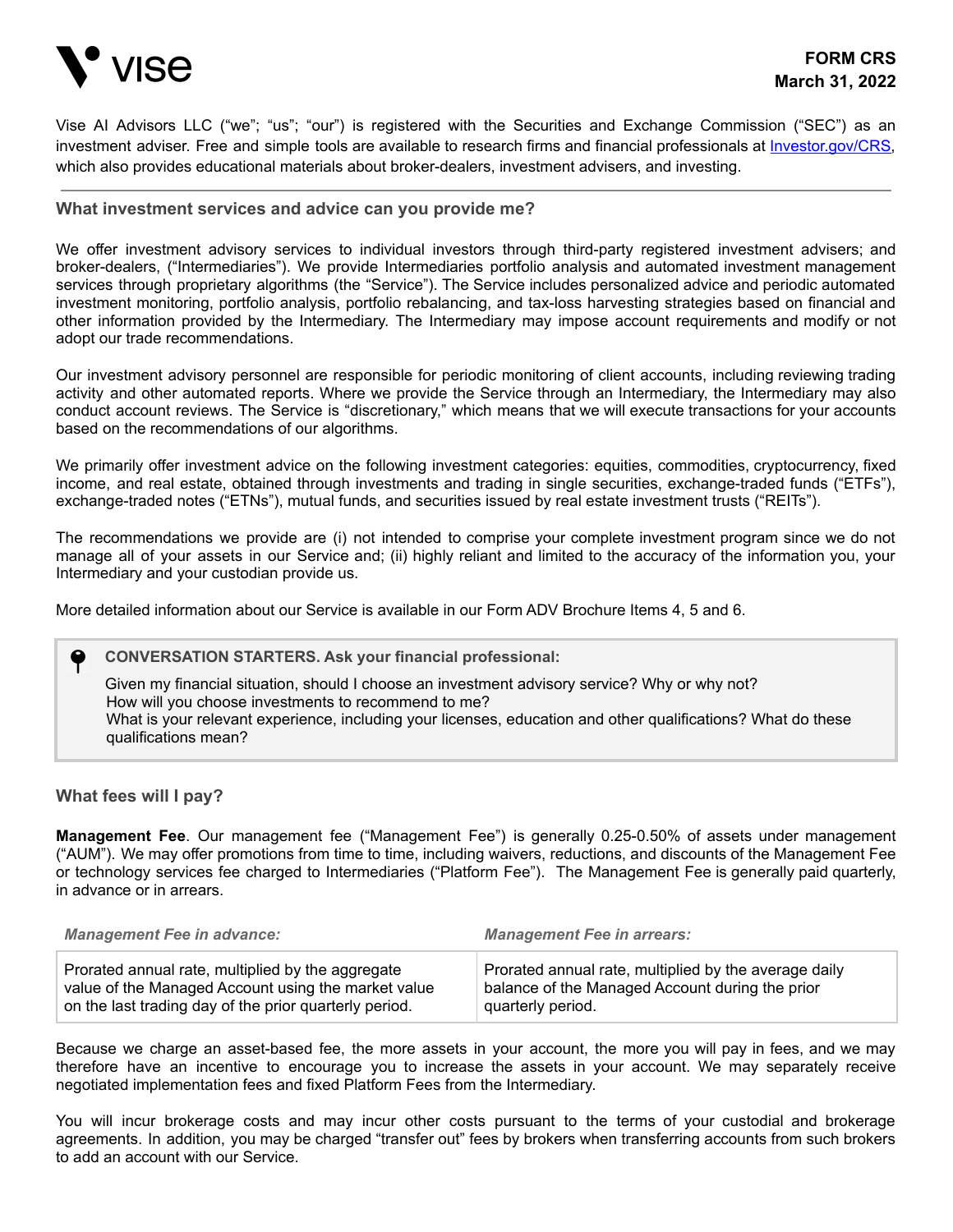# FORM CRS
**March 31, 2022**

Vise AI Advisors LLC ("we"; "us"; "our") is registered with the Securities and Exchange Commission ("SEC") as an investment adviser. Free and simple tools are available to research firms and financial professionals at [Investor.gov/CRS](https://www.investor.gov/CRS), which also provides educational materials about broker-dealers, investment advisers, and investing.

---

## What investment services and advice can you provide me?

We offer investment advisory services to individual investors through third-party registered investment advisers; and broker-dealers, ("Intermediaries"). We provide Intermediaries portfolio analysis and automated investment management services through proprietary algorithms (the "Service"). The Service includes personalized advice and periodic automated investment monitoring, portfolio analysis, portfolio rebalancing, and tax-loss harvesting strategies based on financial and other information provided by the Intermediary. The Intermediary may impose account requirements and modify or not adopt our trade recommendations.

Our investment advisory personnel are responsible for periodic monitoring of client accounts, including reviewing trading activity and other automated reports. Where we provide the Service through an Intermediary, the Intermediary may also conduct account reviews. The Service is "discretionary," which means that we will execute transactions for your accounts based on the recommendations of our algorithms.

We primarily offer investment advice on the following investment categories: equities, commodities, cryptocurrency, fixed income, and real estate, obtained through investments and trading in single securities, exchange-traded funds ("ETFs"), exchange-traded notes ("ETNs"), mutual funds, and securities issued by real estate investment trusts ("REITs").

The recommendations we provide are (i) not intended to comprise your complete investment program since we do not manage all of your assets in our Service and; (ii) highly reliant and limited to the accuracy of the information you, your Intermediary and your custodian provide us.

More detailed information about our Service is available in our Form ADV Brochure Items 4, 5 and 6.

> **CONVERSATION STARTERS. Ask your financial professional:**
>
> Given my financial situation, should I choose an investment advisory service? Why or why not?
> How will you choose investments to recommend to me?
> What is your relevant experience, including your licenses, education and other qualifications? What do these qualifications mean?

## What fees will I pay?

**Management Fee**. Our management fee ("Management Fee") is generally 0.25-0.50% of assets under management ("AUM"). We may offer promotions from time to time, including waivers, reductions, and discounts of the Management Fee or technology services fee charged to Intermediaries ("Platform Fee"). The Management Fee is generally paid quarterly, in advance or in arrears.

| *Management Fee in advance:* | *Management Fee in arrears:* |
| --- | --- |
| Prorated annual rate, multiplied by the aggregate value of the Managed Account using the market value on the last trading day of the prior quarterly period. | Prorated annual rate, multiplied by the average daily balance of the Managed Account during the prior quarterly period. |

Because we charge an asset-based fee, the more assets in your account, the more you will pay in fees, and we may therefore have an incentive to encourage you to increase the assets in your account. We may separately receive negotiated implementation fees and fixed Platform Fees from the Intermediary.

You will incur brokerage costs and may incur other costs pursuant to the terms of your custodial and brokerage agreements. In addition, you may be charged "transfer out" fees by brokers when transferring accounts from such brokers to add an account with our Service.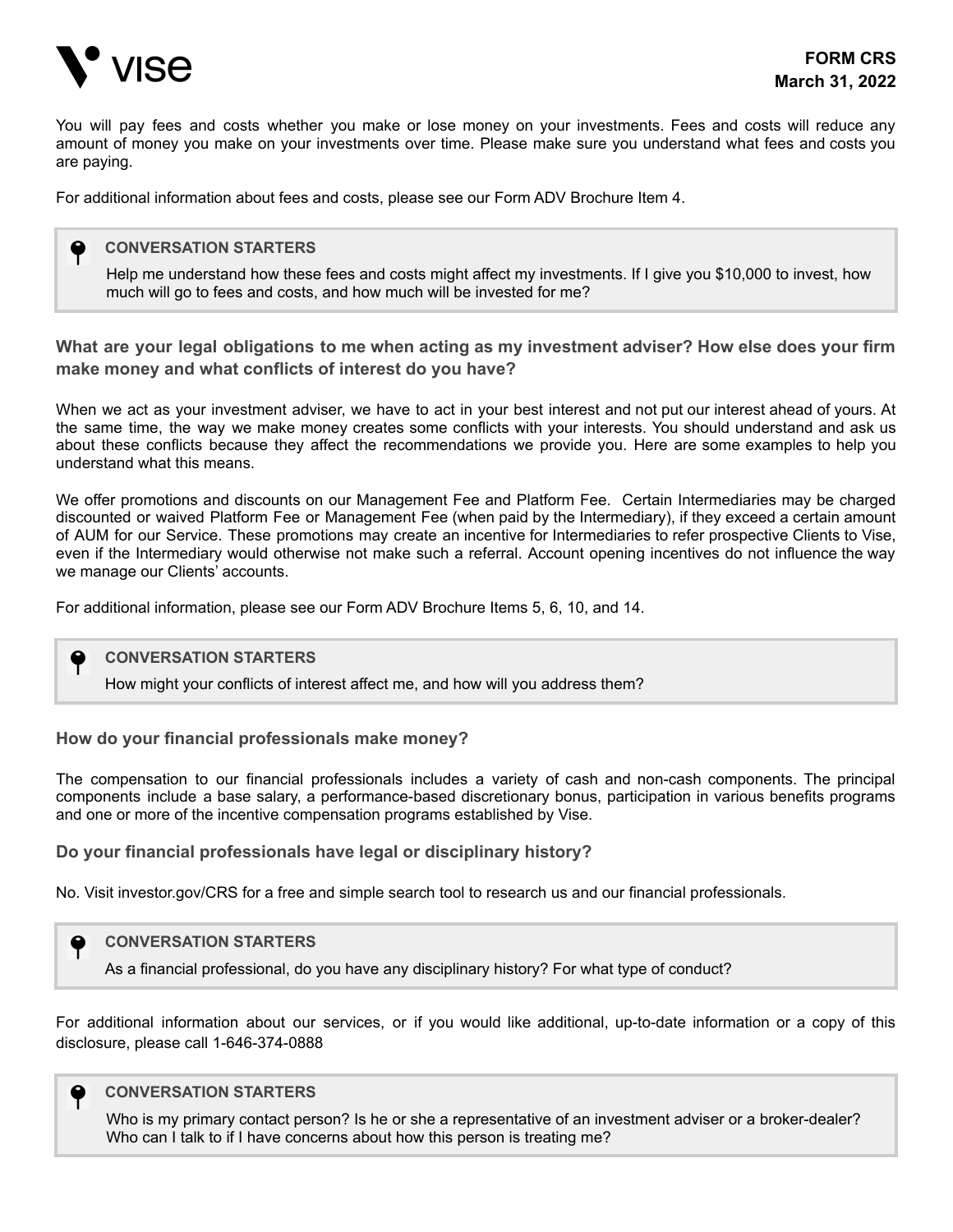You will pay fees and costs whether you make or lose money on your investments. Fees and costs will reduce any amount of money you make on your investments over time. Please make sure you understand what fees and costs you are paying.

For additional information about fees and costs, please see our Form ADV Brochure Item 4.

> **CONVERSATION STARTERS**
>
> Help me understand how these fees and costs might affect my investments. If I give you $10,000 to invest, how much will go to fees and costs, and how much will be invested for me?

### What are your legal obligations to me when acting as my investment adviser? How else does your firm make money and what conflicts of interest do you have?

When we act as your investment adviser, we have to act in your best interest and not put our interest ahead of yours. At the same time, the way we make money creates some conflicts with your interests. You should understand and ask us about these conflicts because they affect the recommendations we provide you. Here are some examples to help you understand what this means.

We offer promotions and discounts on our Management Fee and Platform Fee. Certain Intermediaries may be charged discounted or waived Platform Fee or Management Fee (when paid by the Intermediary), if they exceed a certain amount of AUM for our Service. These promotions may create an incentive for Intermediaries to refer prospective Clients to Vise, even if the Intermediary would otherwise not make such a referral. Account opening incentives do not influence the way we manage our Clients' accounts.

For additional information, please see our Form ADV Brochure Items 5, 6, 10, and 14.

> **CONVERSATION STARTERS**
>
> How might your conflicts of interest affect me, and how will you address them?

### How do your financial professionals make money?

The compensation to our financial professionals includes a variety of cash and non-cash components. The principal components include a base salary, a performance-based discretionary bonus, participation in various benefits programs and one or more of the incentive compensation programs established by Vise.

### Do your financial professionals have legal or disciplinary history?

No. Visit investor.gov/CRS for a free and simple search tool to research us and our financial professionals.

> **CONVERSATION STARTERS**
>
> As a financial professional, do you have any disciplinary history? For what type of conduct?

For additional information about our services, or if you would like additional, up-to-date information or a copy of this disclosure, please call 1-646-374-0888

> **CONVERSATION STARTERS**
>
> Who is my primary contact person? Is he or she a representative of an investment adviser or a broker-dealer? Who can I talk to if I have concerns about how this person is treating me?